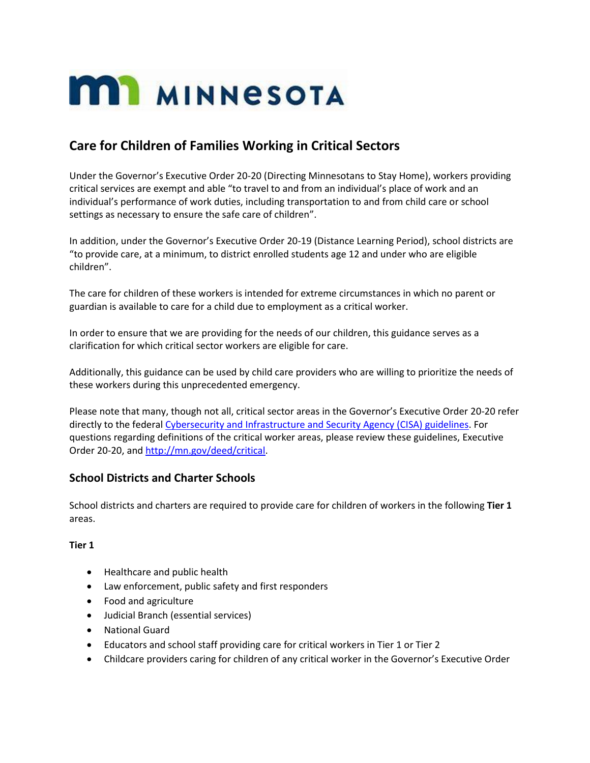# Care for Children of Families Working in Critical Sectors

Under the Governor's Executive Order 20-20 (Directing Minnesotans to Stay Home), workers providing critical services are exempt and able "to travel to and from an individual's place of work and an individual's performance of work duties, including transportation to and from child care or school settings as necessary to ensure the safe care of children".

In addition, under the Governor's Executive Order 20-19 (Distance Learning Period), school districts are "to provide care, at a minimum, to district enrolled students age 12 and under who are eligible children".

The care for children of these workers is intended for extreme circumstances in which no parent or guardian is available to care for a child due to employment as a critical worker.

In order to ensure that we are providing for the needs of our children, this guidance serves as a clarification for which critical sector workers are eligible for care.

Additionally, this guidance can be used by child care providers who are willing to prioritize the needs of these workers during this unprecedented emergency.

Please note that many, though not all, critical sector areas in the Governor's Executive Order 20-20 refer directly to the federal Cybersecurity and Infrastructure and Security Agency (CISA) guidelines. For questions regarding definitions of the critical worker areas, please review these guidelines, Executive Order 20-20, and http://mn.gov/deed/critical.

## School Districts and Charter Schools

School districts and charters are required to provide care for children of workers in the following **Tier 1** areas.

**Tier 1**

- Healthcare and public health
- Law enforcement, public safety and first responders
- Food and agriculture
- Judicial Branch (essential services)
- National Guard
- Educators and school staff providing care for critical workers in Tier 1 or Tier 2
- Childcare providers caring for children of any critical worker in the Governor's Executive Order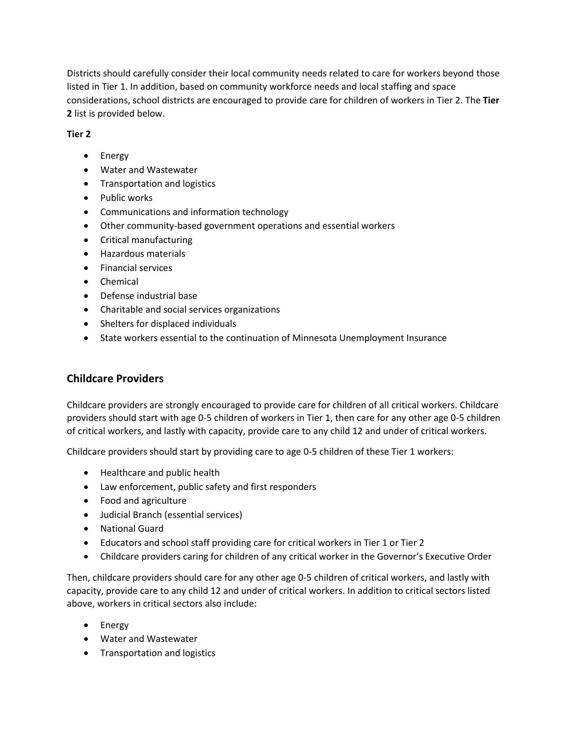Districts should carefully consider their local community needs related to care for workers beyond those listed in Tier 1. In addition, based on community workforce needs and local staffing and space considerations, school districts are encouraged to provide care for children of workers in Tier 2. The **Tier 2** list is provided below.

**Tier 2**

- Energy
- Water and Wastewater
- Transportation and logistics
- Public works
- Communications and information technology
- Other community-based government operations and essential workers
- Critical manufacturing
- Hazardous materials
- Financial services
- Chemical
- Defense industrial base
- Charitable and social services organizations
- Shelters for displaced individuals
- State workers essential to the continuation of Minnesota Unemployment Insurance

## Childcare Providers

Childcare providers are strongly encouraged to provide care for children of all critical workers. Childcare providers should start with age 0-5 children of workers in Tier 1, then care for any other age 0-5 children of critical workers, and lastly with capacity, provide care to any child 12 and under of critical workers.

Childcare providers should start by providing care to age 0-5 children of these Tier 1 workers:

- Healthcare and public health
- Law enforcement, public safety and first responders
- Food and agriculture
- Judicial Branch (essential services)
- National Guard
- Educators and school staff providing care for critical workers in Tier 1 or Tier 2
- Childcare providers caring for children of any critical worker in the Governor's Executive Order

Then, childcare providers should care for any other age 0-5 children of critical workers, and lastly with capacity, provide care to any child 12 and under of critical workers. In addition to critical sectors listed above, workers in critical sectors also include:

- Energy
- Water and Wastewater
- Transportation and logistics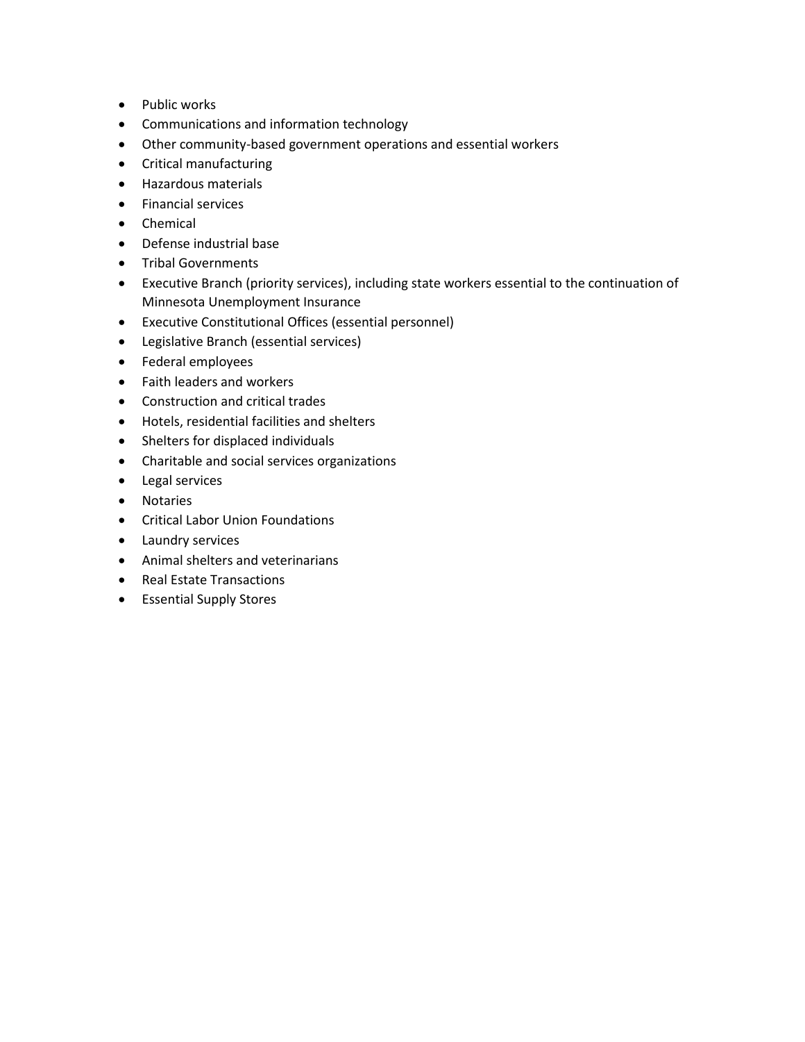- Public works
- Communications and information technology
- Other community-based government operations and essential workers
- Critical manufacturing
- Hazardous materials
- Financial services
- Chemical
- Defense industrial base
- Tribal Governments
- Executive Branch (priority services), including state workers essential to the continuation of Minnesota Unemployment Insurance
- Executive Constitutional Offices (essential personnel)
- Legislative Branch (essential services)
- Federal employees
- Faith leaders and workers
- Construction and critical trades
- Hotels, residential facilities and shelters
- Shelters for displaced individuals
- Charitable and social services organizations
- Legal services
- Notaries
- Critical Labor Union Foundations
- Laundry services
- Animal shelters and veterinarians
- Real Estate Transactions
- Essential Supply Stores